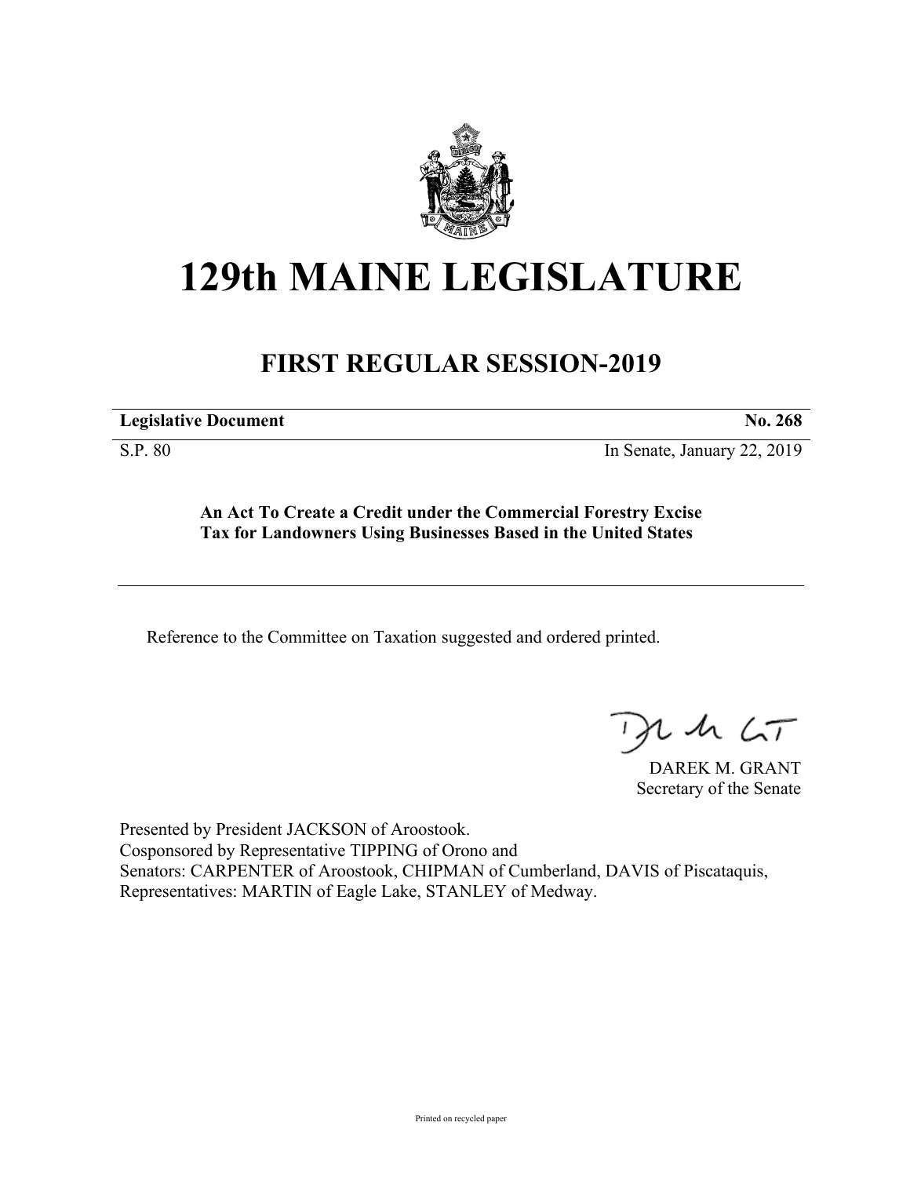# 129th MAINE LEGISLATURE

## FIRST REGULAR SESSION-2019

**Legislative Document** **No. 268**

S.P. 80 In Senate, January 22, 2019

**An Act To Create a Credit under the Commercial Forestry Excise Tax for Landowners Using Businesses Based in the United States**

Reference to the Committee on Taxation suggested and ordered printed.

DAREK M. GRANT
Secretary of the Senate

Presented by President JACKSON of Aroostook.
Cosponsored by Representative TIPPING of Orono and
Senators: CARPENTER of Aroostook, CHIPMAN of Cumberland, DAVIS of Piscataquis,
Representatives: MARTIN of Eagle Lake, STANLEY of Medway.

Printed on recycled paper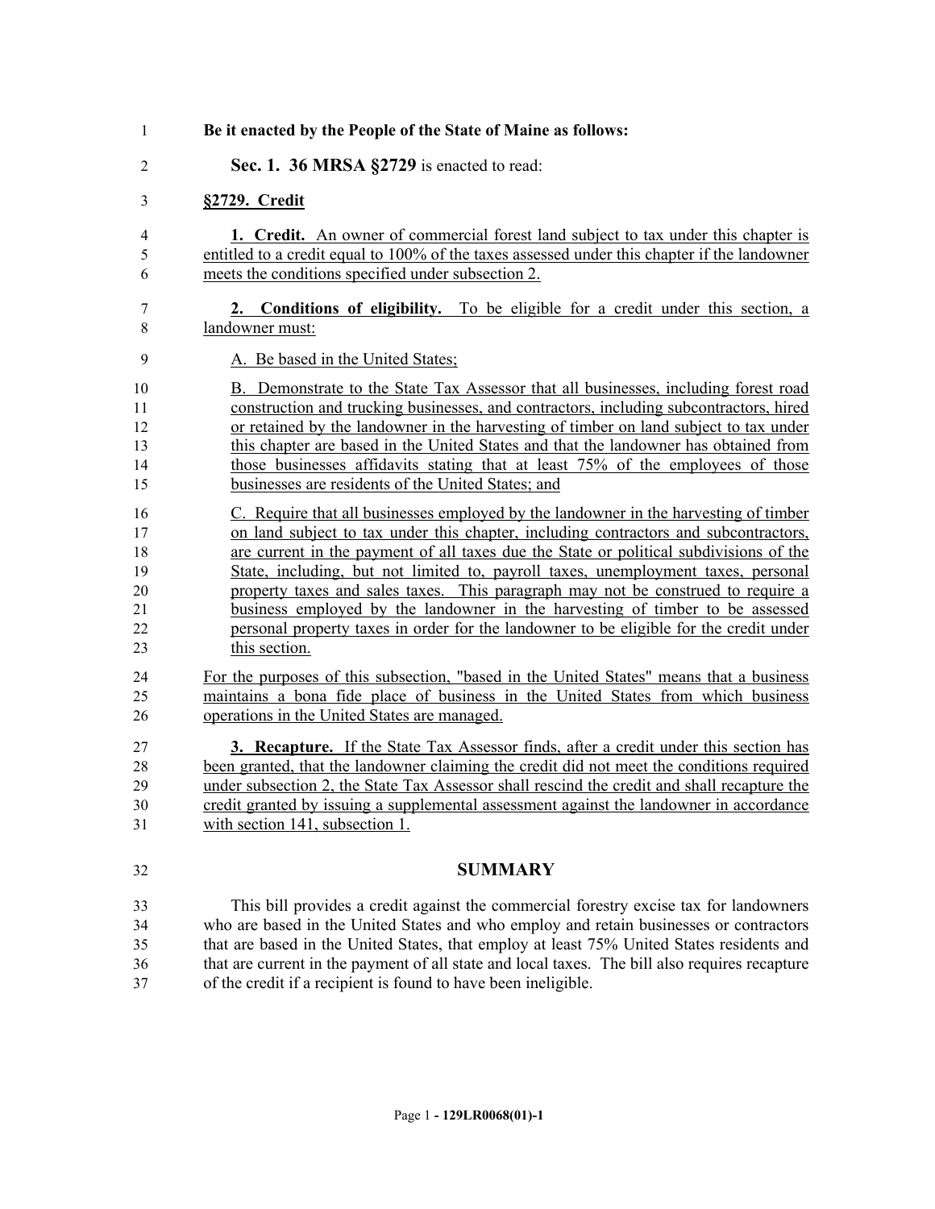**Be it enacted by the People of the State of Maine as follows:**

**Sec. 1. 36 MRSA §2729** is enacted to read:

**§2729. Credit**

**1. Credit.** An owner of commercial forest land subject to tax under this chapter is entitled to a credit equal to 100% of the taxes assessed under this chapter if the landowner meets the conditions specified under subsection 2.

**2. Conditions of eligibility.** To be eligible for a credit under this section, a landowner must:

A. Be based in the United States;

B. Demonstrate to the State Tax Assessor that all businesses, including forest road construction and trucking businesses, and contractors, including subcontractors, hired or retained by the landowner in the harvesting of timber on land subject to tax under this chapter are based in the United States and that the landowner has obtained from those businesses affidavits stating that at least 75% of the employees of those businesses are residents of the United States; and

C. Require that all businesses employed by the landowner in the harvesting of timber on land subject to tax under this chapter, including contractors and subcontractors, are current in the payment of all taxes due the State or political subdivisions of the State, including, but not limited to, payroll taxes, unemployment taxes, personal property taxes and sales taxes. This paragraph may not be construed to require a business employed by the landowner in the harvesting of timber to be assessed personal property taxes in order for the landowner to be eligible for the credit under this section.

For the purposes of this subsection, "based in the United States" means that a business maintains a bona fide place of business in the United States from which business operations in the United States are managed.

**3. Recapture.** If the State Tax Assessor finds, after a credit under this section has been granted, that the landowner claiming the credit did not meet the conditions required under subsection 2, the State Tax Assessor shall rescind the credit and shall recapture the credit granted by issuing a supplemental assessment against the landowner in accordance with section 141, subsection 1.

## SUMMARY

This bill provides a credit against the commercial forestry excise tax for landowners who are based in the United States and who employ and retain businesses or contractors that are based in the United States, that employ at least 75% United States residents and that are current in the payment of all state and local taxes. The bill also requires recapture of the credit if a recipient is found to have been ineligible.